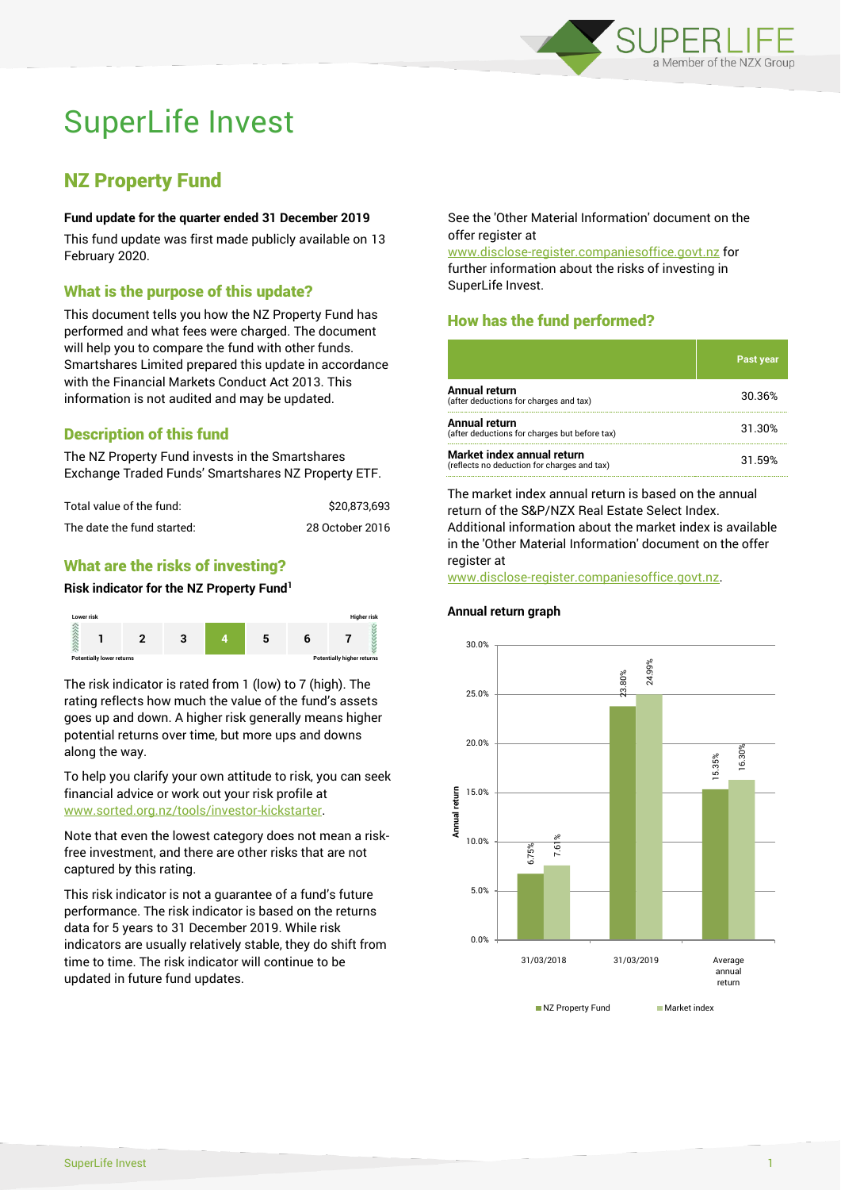# SuperLife Invest

## NZ Property Fund

**Fund update for the quarter ended 31 December 2019**

This fund update was first made publicly available on 13 February 2020.

### What is the purpose of this update?

This document tells you how the NZ Property Fund has performed and what fees were charged. The document will help you to compare the fund with other funds. Smartshares Limited prepared this update in accordance with the Financial Markets Conduct Act 2013. This information is not audited and may be updated.

### Description of this fund

The NZ Property Fund invests in the Smartshares Exchange Traded Funds' Smartshares NZ Property ETF.

| | |
|---|---|
| Total value of the fund: | $20,873,693 |
| The date the fund started: | 28 October 2016 |

### What are the risks of investing?

**Risk indicator for the NZ Property Fund[1]**

| Lower risk | | | | | | Higher risk |
|---|---|---|---|---|---|---|
| 1 | 2 | 3 | **4** | 5 | 6 | 7 |
| Potentially lower returns | | | | | | Potentially higher returns |

The risk indicator is rated from 1 (low) to 7 (high). The rating reflects how much the value of the fund's assets goes up and down. A higher risk generally means higher potential returns over time, but more ups and downs along the way.

To help you clarify your own attitude to risk, you can seek financial advice or work out your risk profile at www.sorted.org.nz/tools/investor-kickstarter.

Note that even the lowest category does not mean a risk-free investment, and there are other risks that are not captured by this rating.

This risk indicator is not a guarantee of a fund's future performance. The risk indicator is based on the returns data for 5 years to 31 December 2019. While risk indicators are usually relatively stable, they do shift from time to time. The risk indicator will continue to be updated in future fund updates.

See the 'Other Material Information' document on the offer register at www.disclose-register.companiesoffice.govt.nz for further information about the risks of investing in SuperLife Invest.

### How has the fund performed?

| | Past year |
|---|---|
| **Annual return** (after deductions for charges and tax) | 30.36% |
| **Annual return** (after deductions for charges but before tax) | 31.30% |
| **Market index annual return** (reflects no deduction for charges and tax) | 31.59% |

The market index annual return is based on the annual return of the S&P/NZX Real Estate Select Index. Additional information about the market index is available in the 'Other Material Information' document on the offer register at www.disclose-register.companiesoffice.govt.nz.

**Annual return graph**

| | NZ Property Fund | Market index |
|---|---|---|
| 31/03/2018 | 6.75% | 7.61% |
| 31/03/2019 | 23.80% | 24.99% |
| Average annual return | 15.35% | 16.30% |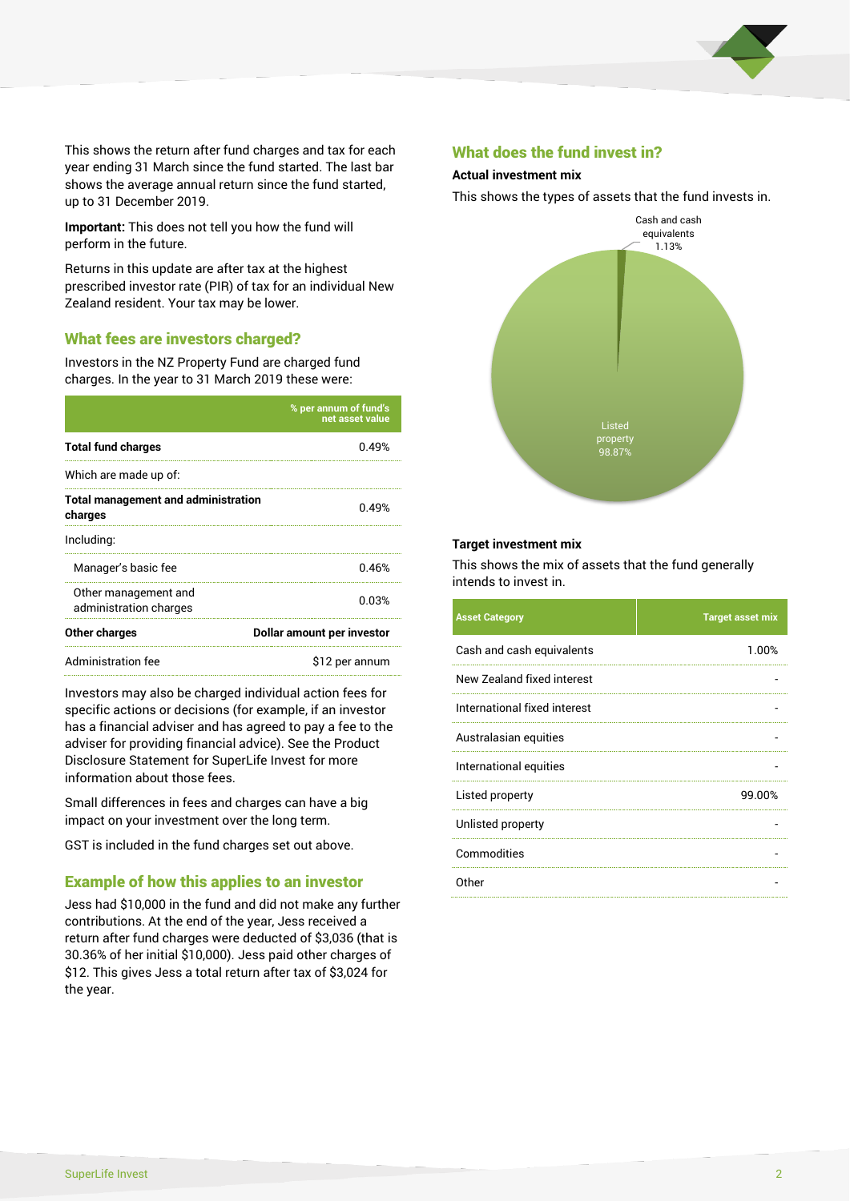This shows the return after fund charges and tax for each year ending 31 March since the fund started. The last bar shows the average annual return since the fund started, up to 31 December 2019.

**Important:** This does not tell you how the fund will perform in the future.

Returns in this update are after tax at the highest prescribed investor rate (PIR) of tax for an individual New Zealand resident. Your tax may be lower.

## What fees are investors charged?

Investors in the NZ Property Fund are charged fund charges. In the year to 31 March 2019 these were:

| | % per annum of fund's net asset value |
|---|---|
| **Total fund charges** | 0.49% |
| Which are made up of: | |
| **Total management and administration charges** | 0.49% |
| Including: | |
| Manager's basic fee | 0.46% |
| Other management and administration charges | 0.03% |
| **Other charges** | **Dollar amount per investor** |
| Administration fee | $12 per annum |

Investors may also be charged individual action fees for specific actions or decisions (for example, if an investor has a financial adviser and has agreed to pay a fee to the adviser for providing financial advice). See the Product Disclosure Statement for SuperLife Invest for more information about those fees.

Small differences in fees and charges can have a big impact on your investment over the long term.

GST is included in the fund charges set out above.

## Example of how this applies to an investor

Jess had $10,000 in the fund and did not make any further contributions. At the end of the year, Jess received a return after fund charges were deducted of $3,036 (that is 30.36% of her initial $10,000). Jess paid other charges of $12. This gives Jess a total return after tax of $3,024 for the year.

## What does the fund invest in?

### Actual investment mix

This shows the types of assets that the fund invests in.

Cash and cash equivalents 1.13%

Listed property 98.87%

### Target investment mix

This shows the mix of assets that the fund generally intends to invest in.

| Asset Category | Target asset mix |
|---|---|
| Cash and cash equivalents | 1.00% |
| New Zealand fixed interest | - |
| International fixed interest | - |
| Australasian equities | - |
| International equities | - |
| Listed property | 99.00% |
| Unlisted property | - |
| Commodities | - |
| Other | - |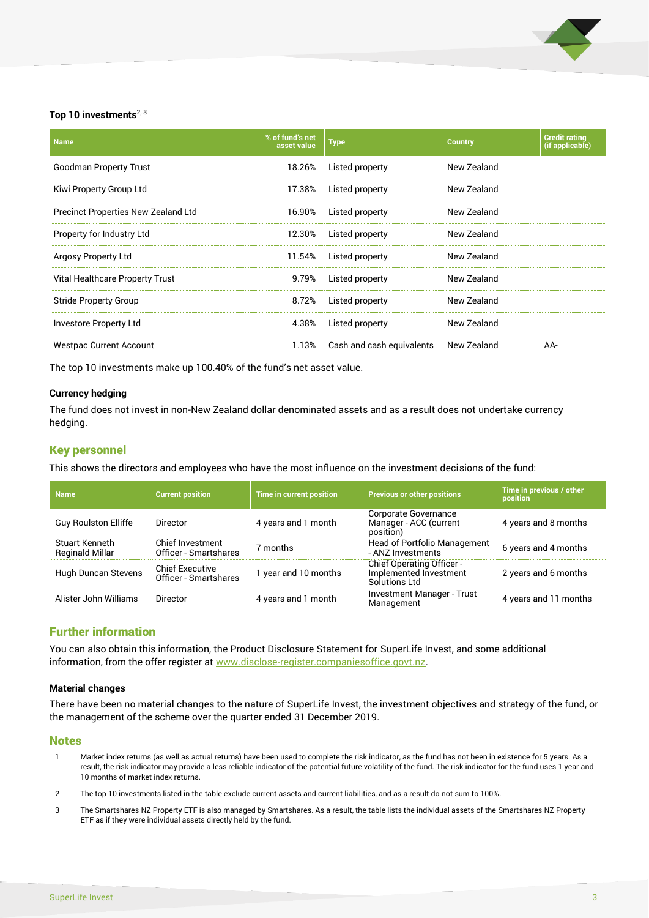### Top 10 investments[2, 3]

| Name | % of fund's net asset value | Type | Country | Credit rating (if applicable) |
|---|---|---|---|---|
| Goodman Property Trust | 18.26% | Listed property | New Zealand | |
| Kiwi Property Group Ltd | 17.38% | Listed property | New Zealand | |
| Precinct Properties New Zealand Ltd | 16.90% | Listed property | New Zealand | |
| Property for Industry Ltd | 12.30% | Listed property | New Zealand | |
| Argosy Property Ltd | 11.54% | Listed property | New Zealand | |
| Vital Healthcare Property Trust | 9.79% | Listed property | New Zealand | |
| Stride Property Group | 8.72% | Listed property | New Zealand | |
| Investore Property Ltd | 4.38% | Listed property | New Zealand | |
| Westpac Current Account | 1.13% | Cash and cash equivalents | New Zealand | AA- |

The top 10 investments make up 100.40% of the fund's net asset value.

### Currency hedging

The fund does not invest in non-New Zealand dollar denominated assets and as a result does not undertake currency hedging.

## Key personnel

This shows the directors and employees who have the most influence on the investment decisions of the fund:

| Name | Current position | Time in current position | Previous or other positions | Time in previous / other position |
|---|---|---|---|---|
| Guy Roulston Elliffe | Director | 4 years and 1 month | Corporate Governance Manager - ACC (current position) | 4 years and 8 months |
| Stuart Kenneth Reginald Millar | Chief Investment Officer - Smartshares | 7 months | Head of Portfolio Management - ANZ Investments | 6 years and 4 months |
| Hugh Duncan Stevens | Chief Executive Officer - Smartshares | 1 year and 10 months | Chief Operating Officer - Implemented Investment Solutions Ltd | 2 years and 6 months |
| Alister John Williams | Director | 4 years and 1 month | Investment Manager - Trust Management | 4 years and 11 months |

## Further information

You can also obtain this information, the Product Disclosure Statement for SuperLife Invest, and some additional information, from the offer register at www.disclose-register.companiesoffice.govt.nz.

### Material changes

There have been no material changes to the nature of SuperLife Invest, the investment objectives and strategy of the fund, or the management of the scheme over the quarter ended 31 December 2019.

## Notes

1. Market index returns (as well as actual returns) have been used to complete the risk indicator, as the fund has not been in existence for 5 years. As a result, the risk indicator may provide a less reliable indicator of the potential future volatility of the fund. The risk indicator for the fund uses 1 year and 10 months of market index returns.
2. The top 10 investments listed in the table exclude current assets and current liabilities, and as a result do not sum to 100%.
3. The Smartshares NZ Property ETF is also managed by Smartshares. As a result, the table lists the individual assets of the Smartshares NZ Property ETF as if they were individual assets directly held by the fund.